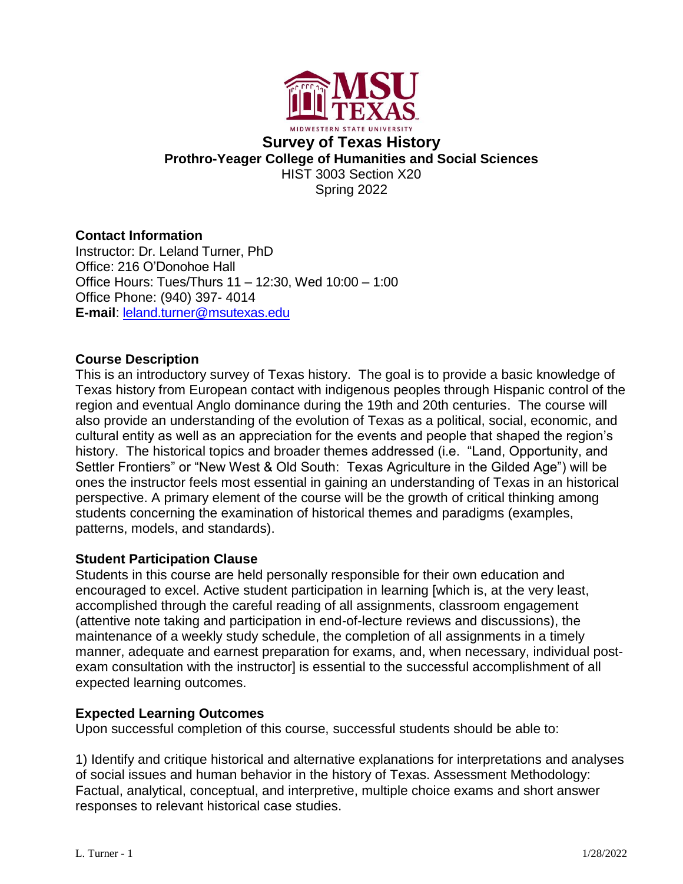# Survey of Texas History

## Prothro-Yeager College of Humanities and Social Sciences

HIST 3003 Section X20
Spring 2022

### Contact Information

Instructor: Dr. Leland Turner, PhD
Office: 216 O'Donohoe Hall
Office Hours: Tues/Thurs 11 – 12:30, Wed 10:00 – 1:00
Office Phone: (940) 397- 4014
**E-mail**: leland.turner@msutexas.edu

### Course Description

This is an introductory survey of Texas history. The goal is to provide a basic knowledge of Texas history from European contact with indigenous peoples through Hispanic control of the region and eventual Anglo dominance during the 19th and 20th centuries. The course will also provide an understanding of the evolution of Texas as a political, social, economic, and cultural entity as well as an appreciation for the events and people that shaped the region's history. The historical topics and broader themes addressed (i.e. "Land, Opportunity, and Settler Frontiers" or "New West & Old South: Texas Agriculture in the Gilded Age") will be ones the instructor feels most essential in gaining an understanding of Texas in an historical perspective. A primary element of the course will be the growth of critical thinking among students concerning the examination of historical themes and paradigms (examples, patterns, models, and standards).

### Student Participation Clause

Students in this course are held personally responsible for their own education and encouraged to excel. Active student participation in learning [which is, at the very least, accomplished through the careful reading of all assignments, classroom engagement (attentive note taking and participation in end-of-lecture reviews and discussions), the maintenance of a weekly study schedule, the completion of all assignments in a timely manner, adequate and earnest preparation for exams, and, when necessary, individual post-exam consultation with the instructor] is essential to the successful accomplishment of all expected learning outcomes.

### Expected Learning Outcomes

Upon successful completion of this course, successful students should be able to:

1) Identify and critique historical and alternative explanations for interpretations and analyses of social issues and human behavior in the history of Texas. Assessment Methodology: Factual, analytical, conceptual, and interpretive, multiple choice exams and short answer responses to relevant historical case studies.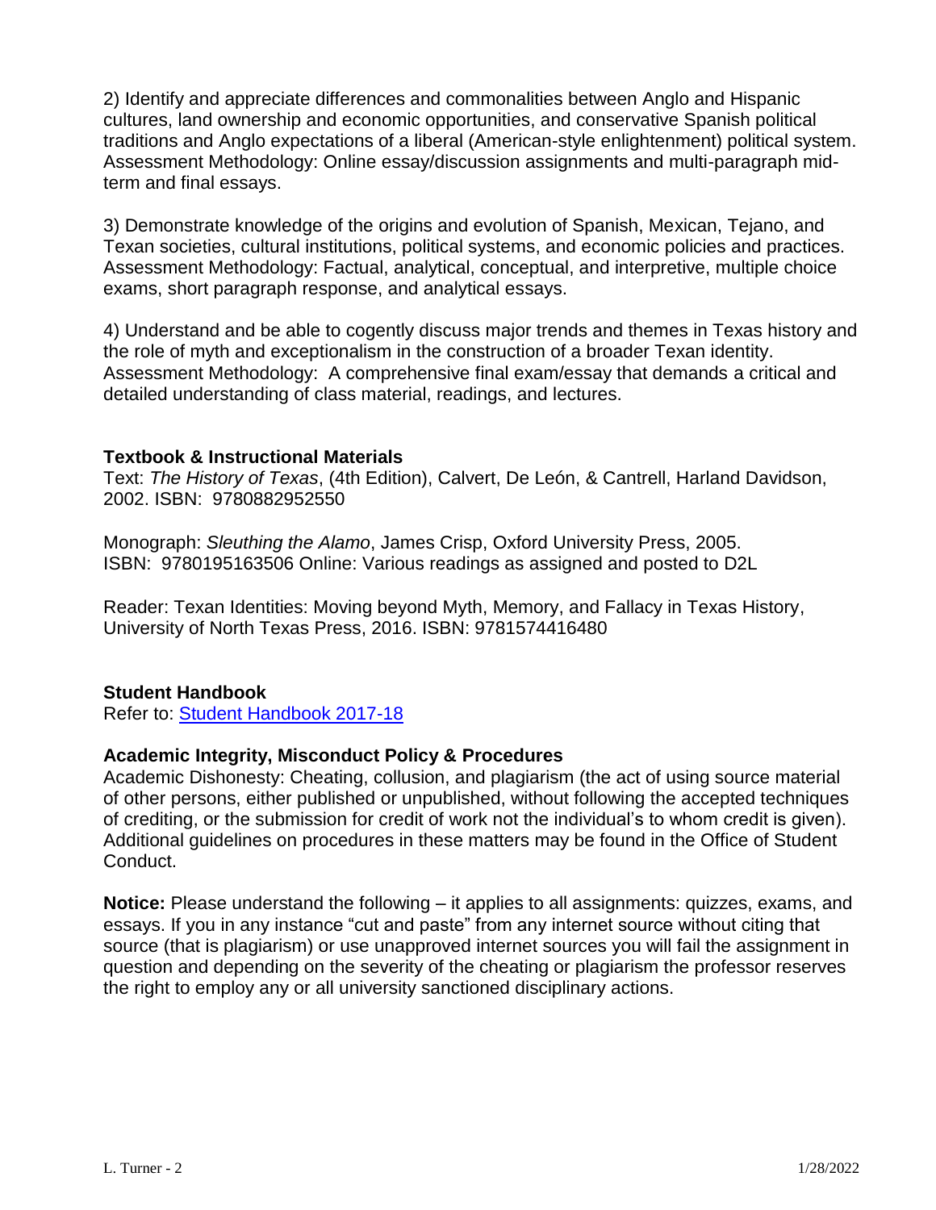2) Identify and appreciate differences and commonalities between Anglo and Hispanic cultures, land ownership and economic opportunities, and conservative Spanish political traditions and Anglo expectations of a liberal (American-style enlightenment) political system. Assessment Methodology: Online essay/discussion assignments and multi-paragraph mid-term and final essays.

3) Demonstrate knowledge of the origins and evolution of Spanish, Mexican, Tejano, and Texan societies, cultural institutions, political systems, and economic policies and practices. Assessment Methodology: Factual, analytical, conceptual, and interpretive, multiple choice exams, short paragraph response, and analytical essays.

4) Understand and be able to cogently discuss major trends and themes in Texas history and the role of myth and exceptionalism in the construction of a broader Texan identity. Assessment Methodology: A comprehensive final exam/essay that demands a critical and detailed understanding of class material, readings, and lectures.

### Textbook & Instructional Materials

Text: *The History of Texas*, (4th Edition), Calvert, De León, & Cantrell, Harland Davidson, 2002. ISBN: 9780882952550

Monograph: *Sleuthing the Alamo*, James Crisp, Oxford University Press, 2005. ISBN: 9780195163506 Online: Various readings as assigned and posted to D2L

Reader: Texan Identities: Moving beyond Myth, Memory, and Fallacy in Texas History, University of North Texas Press, 2016. ISBN: 9781574416480

### Student Handbook

Refer to: [Student Handbook 2017-18]

### Academic Integrity, Misconduct Policy & Procedures

Academic Dishonesty: Cheating, collusion, and plagiarism (the act of using source material of other persons, either published or unpublished, without following the accepted techniques of crediting, or the submission for credit of work not the individual's to whom credit is given). Additional guidelines on procedures in these matters may be found in the Office of Student Conduct.

**Notice:** Please understand the following – it applies to all assignments: quizzes, exams, and essays. If you in any instance "cut and paste" from any internet source without citing that source (that is plagiarism) or use unapproved internet sources you will fail the assignment in question and depending on the severity of the cheating or plagiarism the professor reserves the right to employ any or all university sanctioned disciplinary actions.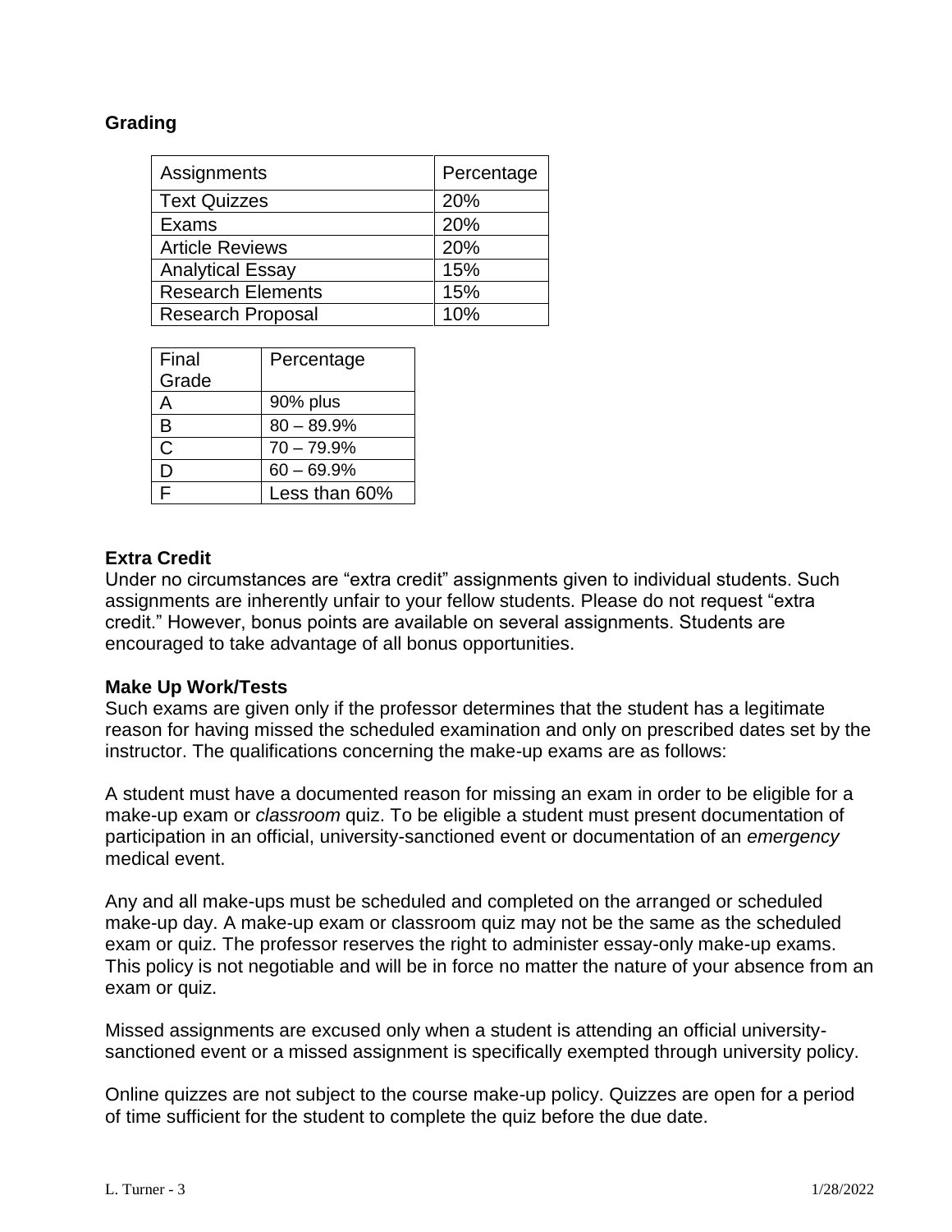## Grading

| Assignments | Percentage |
|---|---|
| Text Quizzes | 20% |
| Exams | 20% |
| Article Reviews | 20% |
| Analytical Essay | 15% |
| Research Elements | 15% |
| Research Proposal | 10% |

| Final Grade | Percentage |
|---|---|
| A | 90% plus |
| B | 80 – 89.9% |
| C | 70 – 79.9% |
| D | 60 – 69.9% |
| F | Less than 60% |

### Extra Credit

Under no circumstances are "extra credit" assignments given to individual students. Such assignments are inherently unfair to your fellow students. Please do not request "extra credit." However, bonus points are available on several assignments. Students are encouraged to take advantage of all bonus opportunities.

### Make Up Work/Tests

Such exams are given only if the professor determines that the student has a legitimate reason for having missed the scheduled examination and only on prescribed dates set by the instructor. The qualifications concerning the make-up exams are as follows:

A student must have a documented reason for missing an exam in order to be eligible for a make-up exam or *classroom* quiz. To be eligible a student must present documentation of participation in an official, university-sanctioned event or documentation of an *emergency* medical event.

Any and all make-ups must be scheduled and completed on the arranged or scheduled make-up day. A make-up exam or classroom quiz may not be the same as the scheduled exam or quiz. The professor reserves the right to administer essay-only make-up exams. This policy is not negotiable and will be in force no matter the nature of your absence from an exam or quiz.

Missed assignments are excused only when a student is attending an official university-sanctioned event or a missed assignment is specifically exempted through university policy.

Online quizzes are not subject to the course make-up policy. Quizzes are open for a period of time sufficient for the student to complete the quiz before the due date.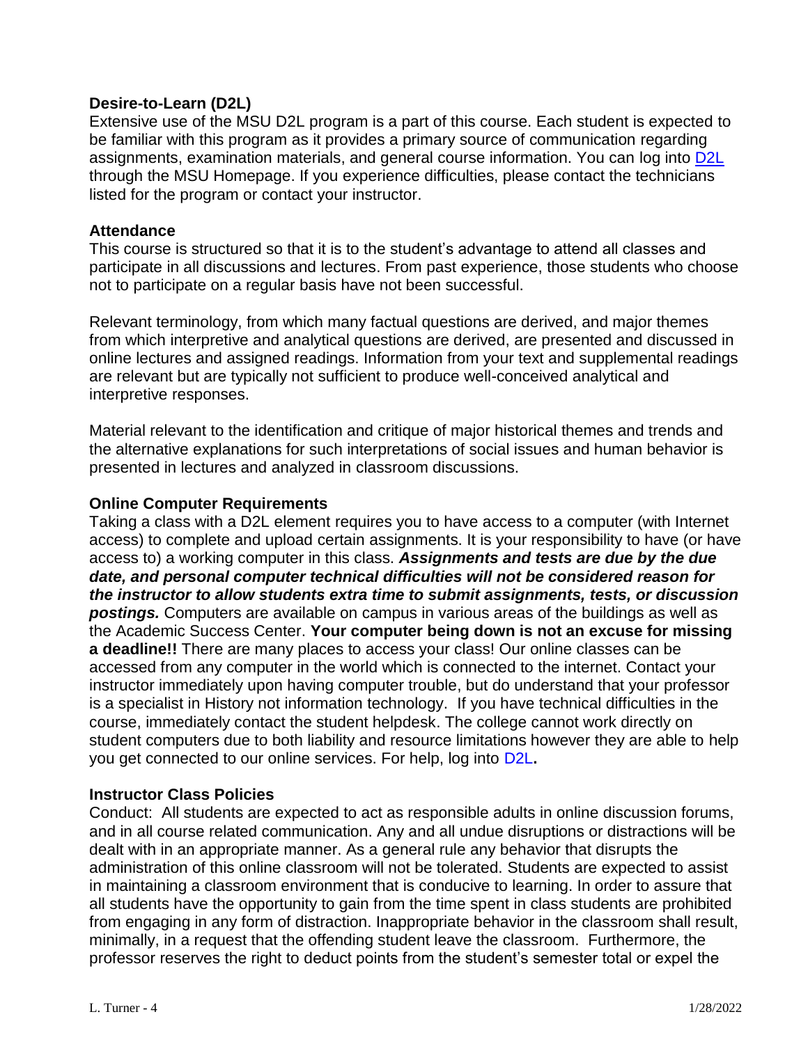**Desire-to-Learn (D2L)**
Extensive use of the MSU D2L program is a part of this course. Each student is expected to be familiar with this program as it provides a primary source of communication regarding assignments, examination materials, and general course information. You can log into D2L through the MSU Homepage. If you experience difficulties, please contact the technicians listed for the program or contact your instructor.

**Attendance**
This course is structured so that it is to the student's advantage to attend all classes and participate in all discussions and lectures. From past experience, those students who choose not to participate on a regular basis have not been successful.

Relevant terminology, from which many factual questions are derived, and major themes from which interpretive and analytical questions are derived, are presented and discussed in online lectures and assigned readings. Information from your text and supplemental readings are relevant but are typically not sufficient to produce well-conceived analytical and interpretive responses.

Material relevant to the identification and critique of major historical themes and trends and the alternative explanations for such interpretations of social issues and human behavior is presented in lectures and analyzed in classroom discussions.

**Online Computer Requirements**
Taking a class with a D2L element requires you to have access to a computer (with Internet access) to complete and upload certain assignments. It is your responsibility to have (or have access to) a working computer in this class. ***Assignments and tests are due by the due date, and personal computer technical difficulties will not be considered reason for the instructor to allow students extra time to submit assignments, tests, or discussion postings.*** Computers are available on campus in various areas of the buildings as well as the Academic Success Center. **Your computer being down is not an excuse for missing a deadline!!** There are many places to access your class! Our online classes can be accessed from any computer in the world which is connected to the internet. Contact your instructor immediately upon having computer trouble, but do understand that your professor is a specialist in History not information technology. If you have technical difficulties in the course, immediately contact the student helpdesk. The college cannot work directly on student computers due to both liability and resource limitations however they are able to help you get connected to our online services. For help, log into D2L**.**

**Instructor Class Policies**
Conduct: All students are expected to act as responsible adults in online discussion forums, and in all course related communication. Any and all undue disruptions or distractions will be dealt with in an appropriate manner. As a general rule any behavior that disrupts the administration of this online classroom will not be tolerated. Students are expected to assist in maintaining a classroom environment that is conducive to learning. In order to assure that all students have the opportunity to gain from the time spent in class students are prohibited from engaging in any form of distraction. Inappropriate behavior in the classroom shall result, minimally, in a request that the offending student leave the classroom. Furthermore, the professor reserves the right to deduct points from the student's semester total or expel the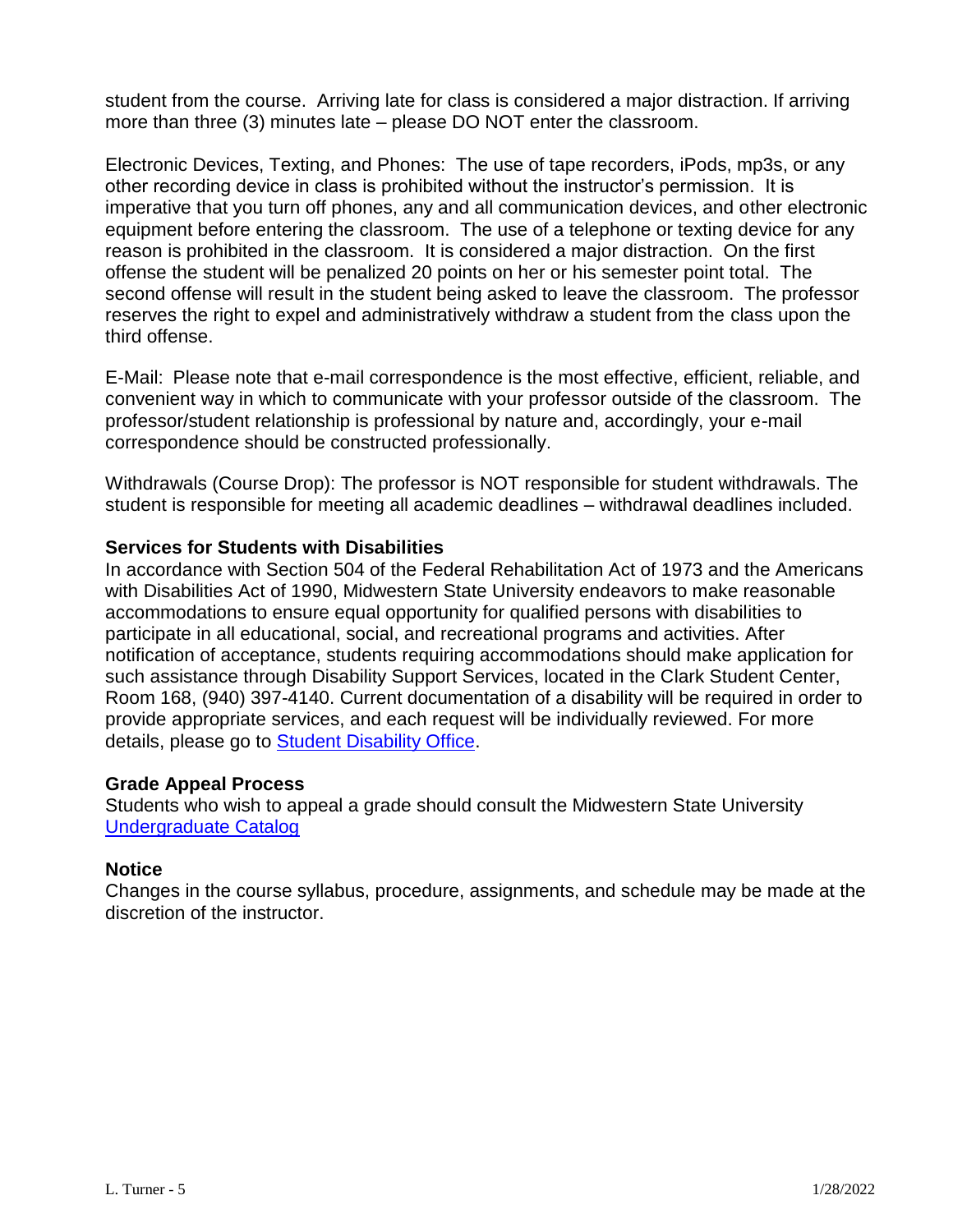student from the course. Arriving late for class is considered a major distraction. If arriving more than three (3) minutes late – please DO NOT enter the classroom.

Electronic Devices, Texting, and Phones: The use of tape recorders, iPods, mp3s, or any other recording device in class is prohibited without the instructor's permission. It is imperative that you turn off phones, any and all communication devices, and other electronic equipment before entering the classroom. The use of a telephone or texting device for any reason is prohibited in the classroom. It is considered a major distraction. On the first offense the student will be penalized 20 points on her or his semester point total. The second offense will result in the student being asked to leave the classroom. The professor reserves the right to expel and administratively withdraw a student from the class upon the third offense.

E-Mail: Please note that e-mail correspondence is the most effective, efficient, reliable, and convenient way in which to communicate with your professor outside of the classroom. The professor/student relationship is professional by nature and, accordingly, your e-mail correspondence should be constructed professionally.

Withdrawals (Course Drop): The professor is NOT responsible for student withdrawals. The student is responsible for meeting all academic deadlines – withdrawal deadlines included.

**Services for Students with Disabilities**

In accordance with Section 504 of the Federal Rehabilitation Act of 1973 and the Americans with Disabilities Act of 1990, Midwestern State University endeavors to make reasonable accommodations to ensure equal opportunity for qualified persons with disabilities to participate in all educational, social, and recreational programs and activities. After notification of acceptance, students requiring accommodations should make application for such assistance through Disability Support Services, located in the Clark Student Center, Room 168, (940) 397-4140. Current documentation of a disability will be required in order to provide appropriate services, and each request will be individually reviewed. For more details, please go to Student Disability Office.

**Grade Appeal Process**

Students who wish to appeal a grade should consult the Midwestern State University Undergraduate Catalog

**Notice**

Changes in the course syllabus, procedure, assignments, and schedule may be made at the discretion of the instructor.